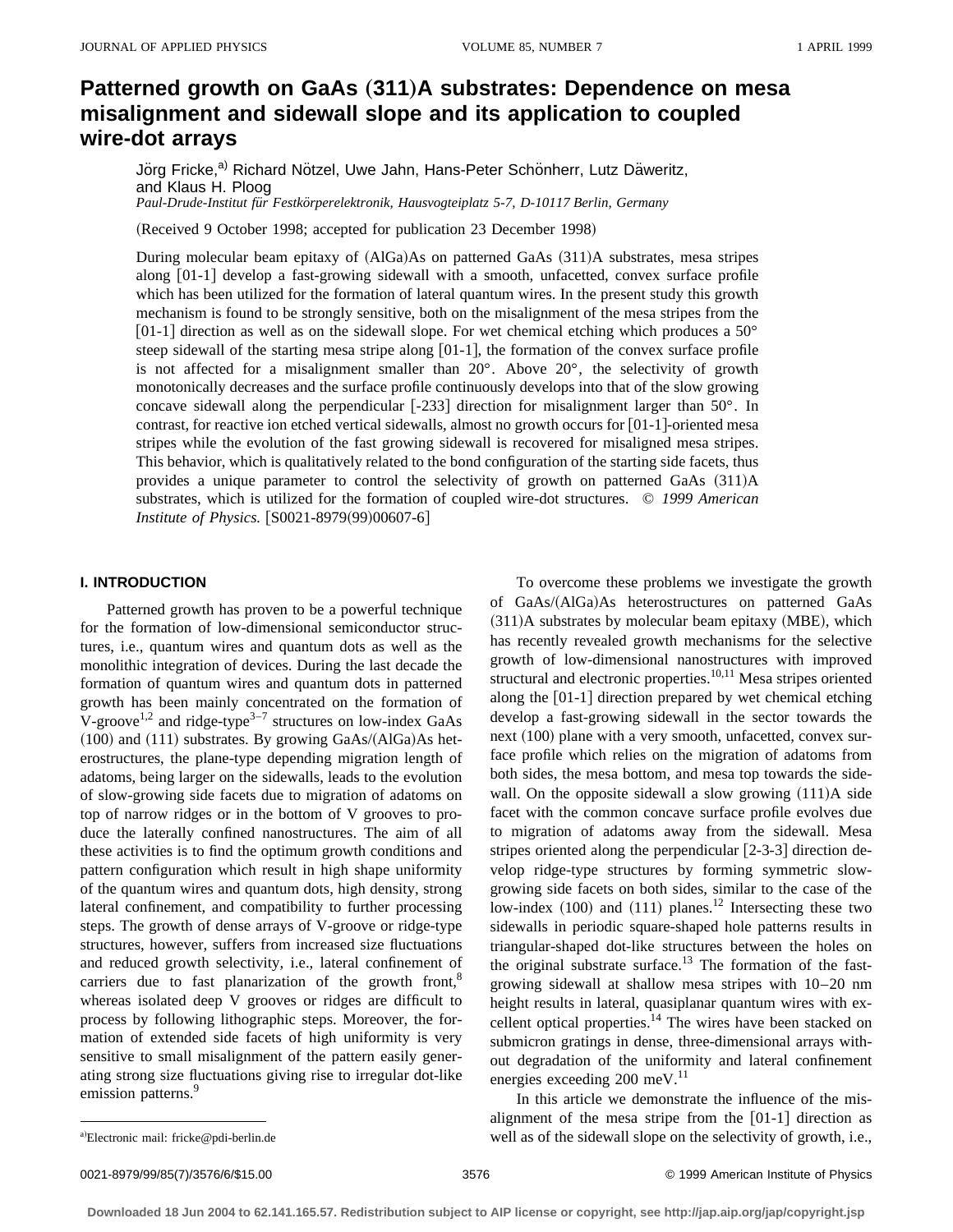# Patterned growth on GaAs (311)A substrates: Dependence on mesa misalignment and sidewall slope and its application to coupled wire-dot arrays

Jörg Fricke,[a] Richard Nötzel, Uwe Jahn, Hans-Peter Schönherr, Lutz Däweritz, and Klaus H. Ploog

*Paul-Drude-Institut für Festkörperelektronik, Hausvogteiplatz 5-7, D-10117 Berlin, Germany*

(Received 9 October 1998; accepted for publication 23 December 1998)

During molecular beam epitaxy of (AlGa)As on patterned GaAs (311)A substrates, mesa stripes along [01-1] develop a fast-growing sidewall with a smooth, unfacetted, convex surface profile which has been utilized for the formation of lateral quantum wires. In the present study this growth mechanism is found to be strongly sensitive, both on the misalignment of the mesa stripes from the [01-1] direction as well as on the sidewall slope. For wet chemical etching which produces a 50° steep sidewall of the starting mesa stripe along [01-1], the formation of the convex surface profile is not affected for a misalignment smaller than 20°. Above 20°, the selectivity of growth monotonically decreases and the surface profile continuously develops into that of the slow growing concave sidewall along the perpendicular [-233] direction for misalignment larger than 50°. In contrast, for reactive ion etched vertical sidewalls, almost no growth occurs for [01-1]-oriented mesa stripes while the evolution of the fast growing sidewall is recovered for misaligned mesa stripes. This behavior, which is qualitatively related to the bond configuration of the starting side facets, thus provides a unique parameter to control the selectivity of growth on patterned GaAs (311)A substrates, which is utilized for the formation of coupled wire-dot structures. © *1999 American Institute of Physics.* [S0021-8979(99)00607-6]

## I. INTRODUCTION

Patterned growth has proven to be a powerful technique for the formation of low-dimensional semiconductor structures, i.e., quantum wires and quantum dots as well as the monolithic integration of devices. During the last decade the formation of quantum wires and quantum dots in patterned growth has been mainly concentrated on the formation of V-groove[1,2] and ridge-type[3–7] structures on low-index GaAs (100) and (111) substrates. By growing GaAs/(AlGa)As heterostructures, the plane-type depending migration length of adatoms, being larger on the sidewalls, leads to the evolution of slow-growing side facets due to migration of adatoms on top of narrow ridges or in the bottom of V grooves to produce the laterally confined nanostructures. The aim of all these activities is to find the optimum growth conditions and pattern configuration which result in high shape uniformity of the quantum wires and quantum dots, high density, strong lateral confinement, and compatibility to further processing steps. The growth of dense arrays of V-groove or ridge-type structures, however, suffers from increased size fluctuations and reduced growth selectivity, i.e., lateral confinement of carriers due to fast planarization of the growth front,[8] whereas isolated deep V grooves or ridges are difficult to process by following lithographic steps. Moreover, the formation of extended side facets of high uniformity is very sensitive to small misalignment of the pattern easily generating strong size fluctuations giving rise to irregular dot-like emission patterns.[9]

To overcome these problems we investigate the growth of GaAs/(AlGa)As heterostructures on patterned GaAs (311)A substrates by molecular beam epitaxy (MBE), which has recently revealed growth mechanisms for the selective growth of low-dimensional nanostructures with improved structural and electronic properties.[10,11] Mesa stripes oriented along the [01-1] direction prepared by wet chemical etching develop a fast-growing sidewall in the sector towards the next (100) plane with a very smooth, unfacetted, convex surface profile which relies on the migration of adatoms from both sides, the mesa bottom, and mesa top towards the sidewall. On the opposite sidewall a slow growing (111)A side facet with the common concave surface profile evolves due to migration of adatoms away from the sidewall. Mesa stripes oriented along the perpendicular [2-3-3] direction develop ridge-type structures by forming symmetric slow-growing side facets on both sides, similar to the case of the low-index (100) and (111) planes.[12] Intersecting these two sidewalls in periodic square-shaped hole patterns results in triangular-shaped dot-like structures between the holes on the original substrate surface.[13] The formation of the fast-growing sidewall at shallow mesa stripes with 10–20 nm height results in lateral, quasiplanar quantum wires with excellent optical properties.[14] The wires have been stacked on submicron gratings in dense, three-dimensional arrays without degradation of the uniformity and lateral confinement energies exceeding 200 meV.[11]

In this article we demonstrate the influence of the misalignment of the mesa stripe from the [01-1] direction as well as of the sidewall slope on the selectivity of growth, i.e.,

[a]Electronic mail: fricke@pdi-berlin.de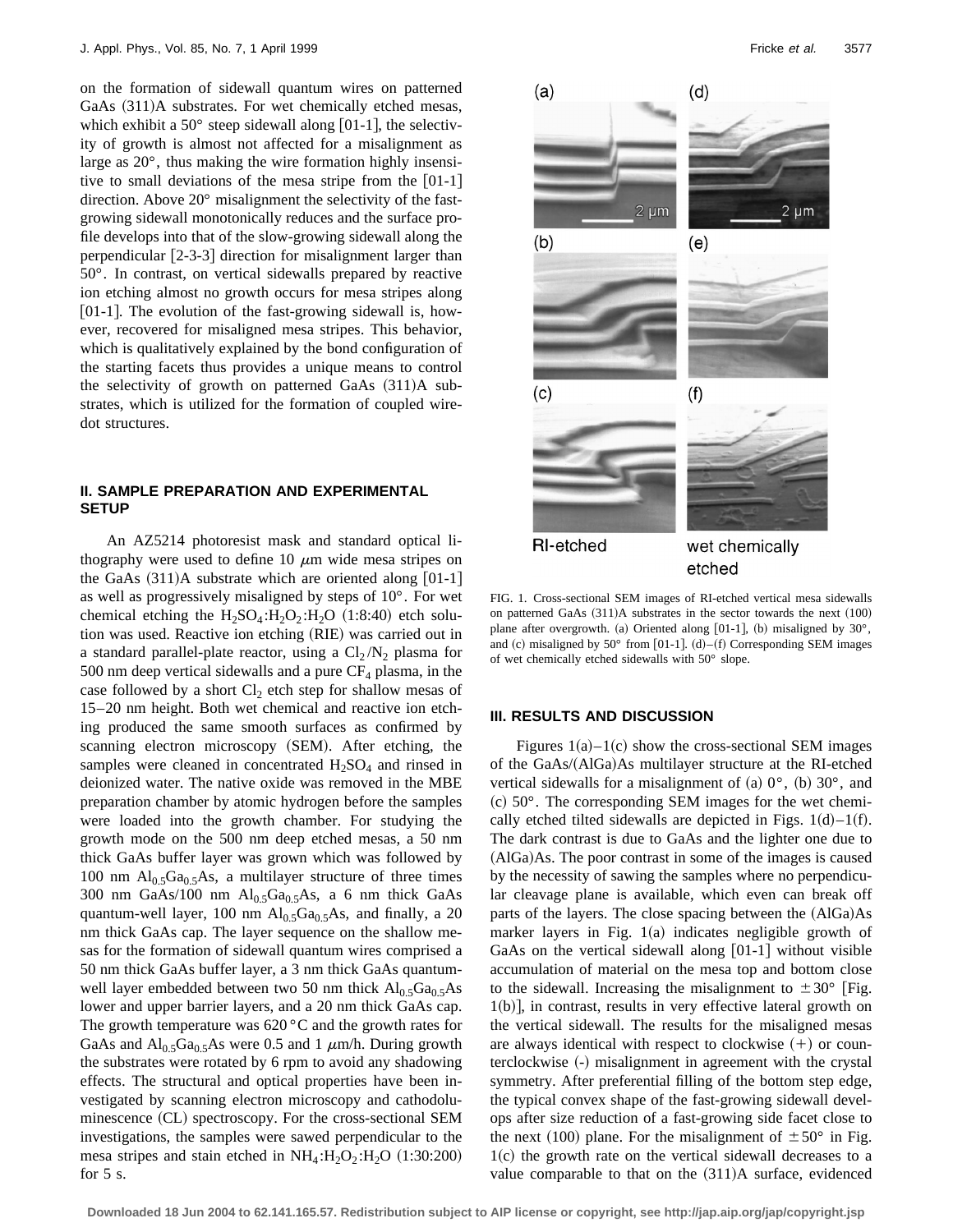on the formation of sidewall quantum wires on patterned GaAs (311)A substrates. For wet chemically etched mesas, which exhibit a 50° steep sidewall along [01-1], the selectivity of growth is almost not affected for a misalignment as large as 20°, thus making the wire formation highly insensitive to small deviations of the mesa stripe from the [01-1] direction. Above 20° misalignment the selectivity of the fast-growing sidewall monotonically reduces and the surface profile develops into that of the slow-growing sidewall along the perpendicular [2-3-3] direction for misalignment larger than 50°. In contrast, on vertical sidewalls prepared by reactive ion etching almost no growth occurs for mesa stripes along [01-1]. The evolution of the fast-growing sidewall is, however, recovered for misaligned mesa stripes. This behavior, which is qualitatively explained by the bond configuration of the starting facets thus provides a unique means to control the selectivity of growth on patterned GaAs (311)A substrates, which is utilized for the formation of coupled wire-dot structures.

## II. SAMPLE PREPARATION AND EXPERIMENTAL SETUP

An AZ5214 photoresist mask and standard optical lithography were used to define 10 $\mu$m wide mesa stripes on the GaAs (311)A substrate which are oriented along [01-1] as well as progressively misaligned by steps of 10°. For wet chemical etching the $H_2SO_4$:$H_2O_2$:$H_2O$ (1:8:40) etch solution was used. Reactive ion etching (RIE) was carried out in a standard parallel-plate reactor, using a $Cl_2/N_2$ plasma for 500 nm deep vertical sidewalls and a pure $CF_4$ plasma, in the case followed by a short $Cl_2$ etch step for shallow mesas of 15–20 nm height. Both wet chemical and reactive ion etching produced the same smooth surfaces as confirmed by scanning electron microscopy (SEM). After etching, the samples were cleaned in concentrated $H_2SO_4$ and rinsed in deionized water. The native oxide was removed in the MBE preparation chamber by atomic hydrogen before the samples were loaded into the growth chamber. For studying the growth mode on the 500 nm deep etched mesas, a 50 nm thick GaAs buffer layer was grown which was followed by 100 nm $Al_{0.5}Ga_{0.5}As$, a multilayer structure of three times 300 nm GaAs/100 nm $Al_{0.5}Ga_{0.5}As$, a 6 nm thick GaAs quantum-well layer, 100 nm $Al_{0.5}Ga_{0.5}As$, and finally, a 20 nm thick GaAs cap. The layer sequence on the shallow mesas for the formation of sidewall quantum wires comprised a 50 nm thick GaAs buffer layer, a 3 nm thick GaAs quantum-well layer embedded between two 50 nm thick $Al_{0.5}Ga_{0.5}As$ lower and upper barrier layers, and a 20 nm thick GaAs cap. The growth temperature was 620 °C and the growth rates for GaAs and $Al_{0.5}Ga_{0.5}As$ were 0.5 and 1 $\mu$m/h. During growth the substrates were rotated by 6 rpm to avoid any shadowing effects. The structural and optical properties have been investigated by scanning electron microscopy and cathodoluminescence (CL) spectroscopy. For the cross-sectional SEM investigations, the samples were sawed perpendicular to the mesa stripes and stain etched in $NH_4$:$H_2O_2$:$H_2O$ (1:30:200) for 5 s.

FIG. 1. Cross-sectional SEM images of RI-etched vertical mesa sidewalls on patterned GaAs (311)A substrates in the sector towards the next (100) plane after overgrowth. (a) Oriented along [01-1], (b) misaligned by 30°, and (c) misaligned by 50° from [01-1]. (d)–(f) Corresponding SEM images of wet chemically etched sidewalls with 50° slope.

## III. RESULTS AND DISCUSSION

Figures 1(a)–1(c) show the cross-sectional SEM images of the GaAs/(AlGa)As multilayer structure at the RI-etched vertical sidewalls for a misalignment of (a) 0°, (b) 30°, and (c) 50°. The corresponding SEM images for the wet chemically etched tilted sidewalls are depicted in Figs. 1(d)–1(f). The dark contrast is due to GaAs and the lighter one due to (AlGa)As. The poor contrast in some of the images is caused by the necessity of sawing the samples where no perpendicular cleavage plane is available, which even can break off parts of the layers. The close spacing between the (AlGa)As marker layers in Fig. 1(a) indicates negligible growth of GaAs on the vertical sidewall along [01-1] without visible accumulation of material on the mesa top and bottom close to the sidewall. Increasing the misalignment to ±30° [Fig. 1(b)], in contrast, results in very effective lateral growth on the vertical sidewall. The results for the misaligned mesas are always identical with respect to clockwise (+) or counterclockwise (-) misalignment in agreement with the crystal symmetry. After preferential filling of the bottom step edge, the typical convex shape of the fast-growing sidewall develops after size reduction of a fast-growing side facet close to the next (100) plane. For the misalignment of ±50° in Fig. 1(c) the growth rate on the vertical sidewall decreases to a value comparable to that on the (311)A surface, evidenced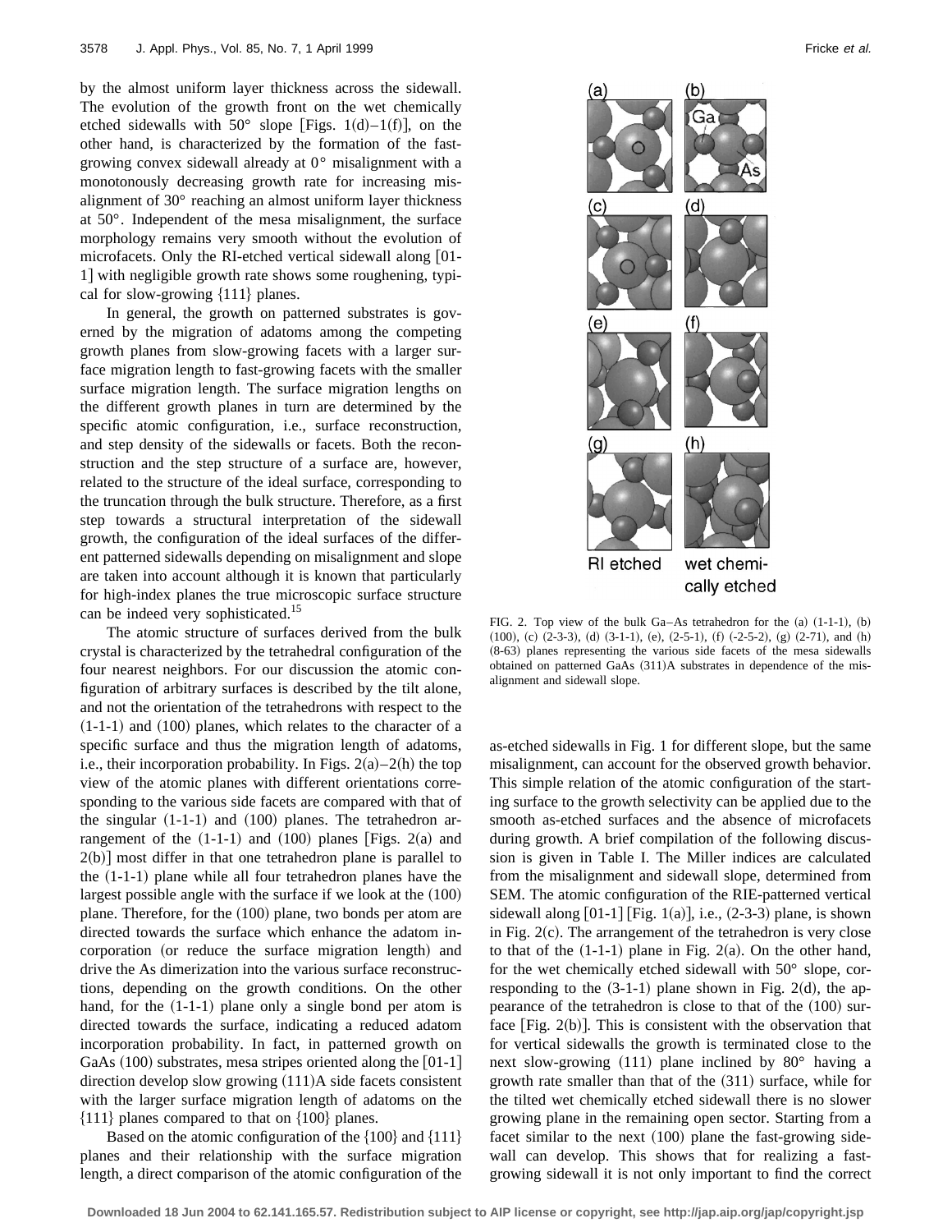by the almost uniform layer thickness across the sidewall. The evolution of the growth front on the wet chemically etched sidewalls with 50° slope [Figs. 1(d)–1(f)], on the other hand, is characterized by the formation of the fast-growing convex sidewall already at 0° misalignment with a monotonously decreasing growth rate for increasing misalignment of 30° reaching an almost uniform layer thickness at 50°. Independent of the mesa misalignment, the surface morphology remains very smooth without the evolution of microfacets. Only the RI-etched vertical sidewall along [01-1] with negligible growth rate shows some roughening, typical for slow-growing {111} planes.

In general, the growth on patterned substrates is governed by the migration of adatoms among the competing growth planes from slow-growing facets with a larger surface migration length to fast-growing facets with the smaller surface migration length. The surface migration lengths on the different growth planes in turn are determined by the specific atomic configuration, i.e., surface reconstruction, and step density of the sidewalls or facets. Both the reconstruction and the step structure of a surface are, however, related to the structure of the ideal surface, corresponding to the truncation through the bulk structure. Therefore, as a first step towards a structural interpretation of the sidewall growth, the configuration of the ideal surfaces of the different patterned sidewalls depending on misalignment and slope are taken into account although it is known that particularly for high-index planes the true microscopic surface structure can be indeed very sophisticated.[15]

The atomic structure of surfaces derived from the bulk crystal is characterized by the tetrahedral configuration of the four nearest neighbors. For our discussion the atomic configuration of arbitrary surfaces is described by the tilt alone, and not the orientation of the tetrahedrons with respect to the (1-1-1) and (100) planes, which relates to the character of a specific surface and thus the migration length of adatoms, i.e., their incorporation probability. In Figs. 2(a)–2(h) the top view of the atomic planes with different orientations corresponding to the various side facets are compared with that of the singular (1-1-1) and (100) planes. The tetrahedron arrangement of the (1-1-1) and (100) planes [Figs. 2(a) and 2(b)] most differ in that one tetrahedron plane is parallel to the (1-1-1) plane while all four tetrahedron planes have the largest possible angle with the surface if we look at the (100) plane. Therefore, for the (100) plane, two bonds per atom are directed towards the surface which enhance the adatom incorporation (or reduce the surface migration length) and drive the As dimerization into the various surface reconstructions, depending on the growth conditions. On the other hand, for the (1-1-1) plane only a single bond per atom is directed towards the surface, indicating a reduced adatom incorporation probability. In fact, in patterned growth on GaAs (100) substrates, mesa stripes oriented along the [01-1] direction develop slow growing (111)A side facets consistent with the larger surface migration length of adatoms on the {111} planes compared to that on {100} planes.

Based on the atomic configuration of the {100} and {111} planes and their relationship with the surface migration length, a direct comparison of the atomic configuration of the as-etched sidewalls in Fig. 1 for different slope, but the same misalignment, can account for the observed growth behavior. This simple relation of the atomic configuration of the starting surface to the growth selectivity can be applied due to the smooth as-etched surfaces and the absence of microfacets during growth. A brief compilation of the following discussion is given in Table I. The Miller indices are calculated from the misalignment and sidewall slope, determined from SEM. The atomic configuration of the RIE-patterned vertical sidewall along [01-1] [Fig. 1(a)], i.e., (2-3-3) plane, is shown in Fig. 2(c). The arrangement of the tetrahedron is very close to that of the (1-1-1) plane in Fig. 2(a). On the other hand, for the wet chemically etched sidewall with 50° slope, corresponding to the (3-1-1) plane shown in Fig. 2(d), the appearance of the tetrahedron is close to that of the (100) surface [Fig. 2(b)]. This is consistent with the observation that for vertical sidewalls the growth is terminated close to the next slow-growing (111) plane inclined by 80° having a growth rate smaller than that of the (311) surface, while for the tilted wet chemically etched sidewall there is no slower growing plane in the remaining open sector. Starting from a facet similar to the next (100) plane the fast-growing sidewall can develop. This shows that for realizing a fast-growing sidewall it is not only important to find the correct

FIG. 2. Top view of the bulk Ga–As tetrahedron for the (a) (1-1-1), (b) (100), (c) (2-3-3), (d) (3-1-1), (e), (2-5-1), (f) (-2-5-2), (g) (2-71), and (h) (8-63) planes representing the various side facets of the mesa sidewalls obtained on patterned GaAs (311)A substrates in dependence of the misalignment and sidewall slope.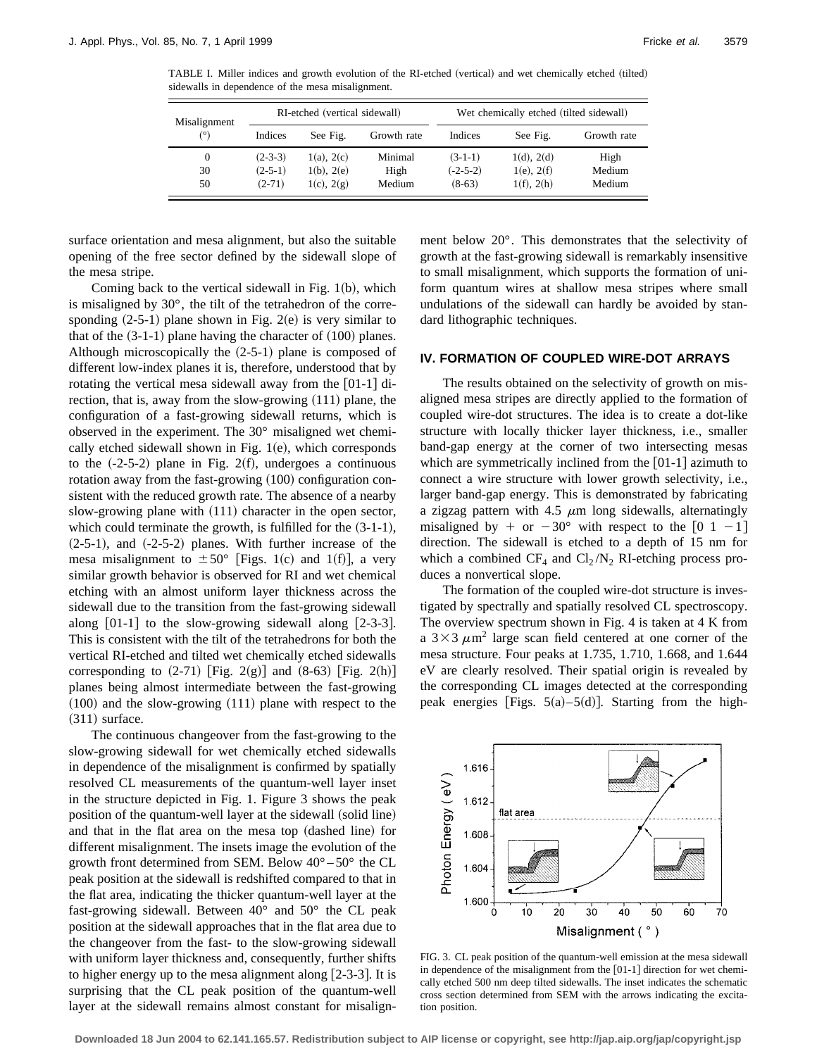TABLE I. Miller indices and growth evolution of the RI-etched (vertical) and wet chemically etched (tilted) sidewalls in dependence of the mesa misalignment.

| Misalignment (°) | RI-etched (vertical sidewall) | | | Wet chemically etched (tilted sidewall) | | |
|---|---|---|---|---|---|---|
| | Indices | See Fig. | Growth rate | Indices | See Fig. | Growth rate |
| 0 | (2-3-3) | 1(a), 2(c) | Minimal | (3-1-1) | 1(d), 2(d) | High |
| 30 | (2-5-1) | 1(b), 2(e) | High | (-2-5-2) | 1(e), 2(f) | Medium |
| 50 | (2-71) | 1(c), 2(g) | Medium | (8-63) | 1(f), 2(h) | Medium |

surface orientation and mesa alignment, but also the suitable opening of the free sector defined by the sidewall slope of the mesa stripe.

Coming back to the vertical sidewall in Fig. 1(b), which is misaligned by 30°, the tilt of the tetrahedron of the corresponding (2-5-1) plane shown in Fig. 2(e) is very similar to that of the (3-1-1) plane having the character of (100) planes. Although microscopically the (2-5-1) plane is composed of different low-index planes it is, therefore, understood that by rotating the vertical mesa sidewall away from the [01-1] direction, that is, away from the slow-growing (111) plane, the configuration of a fast-growing sidewall returns, which is observed in the experiment. The 30° misaligned wet chemically etched sidewall shown in Fig. 1(e), which corresponds to the (-2-5-2) plane in Fig. 2(f), undergoes a continuous rotation away from the fast-growing (100) configuration consistent with the reduced growth rate. The absence of a nearby slow-growing plane with (111) character in the open sector, which could terminate the growth, is fulfilled for the (3-1-1), (2-5-1), and (-2-5-2) planes. With further increase of the mesa misalignment to $\pm 50°$ [Figs. 1(c) and 1(f)], a very similar growth behavior is observed for RI and wet chemical etching with an almost uniform layer thickness across the sidewall due to the transition from the fast-growing sidewall along [01-1] to the slow-growing sidewall along [2-3-3]. This is consistent with the tilt of the tetrahedrons for both the vertical RI-etched and tilted wet chemically etched sidewalls corresponding to (2-71) [Fig. 2(g)] and (8-63) [Fig. 2(h)] planes being almost intermediate between the fast-growing (100) and the slow-growing (111) plane with respect to the (311) surface.

The continuous changeover from the fast-growing to the slow-growing sidewall for wet chemically etched sidewalls in dependence of the misalignment is confirmed by spatially resolved CL measurements of the quantum-well layer inset in the structure depicted in Fig. 1. Figure 3 shows the peak position of the quantum-well layer at the sidewall (solid line) and that in the flat area on the mesa top (dashed line) for different misalignment. The insets image the evolution of the growth front determined from SEM. Below 40°–50° the CL peak position at the sidewall is redshifted compared to that in the flat area, indicating the thicker quantum-well layer at the fast-growing sidewall. Between 40° and 50° the CL peak position at the sidewall approaches that in the flat area due to the changeover from the fast- to the slow-growing sidewall with uniform layer thickness and, consequently, further shifts to higher energy up to the mesa alignment along [2-3-3]. It is surprising that the CL peak position of the quantum-well layer at the sidewall remains almost constant for misalignment below 20°. This demonstrates that the selectivity of growth at the fast-growing sidewall is remarkably insensitive to small misalignment, which supports the formation of uniform quantum wires at shallow mesa stripes where small undulations of the sidewall can hardly be avoided by standard lithographic techniques.

## IV. FORMATION OF COUPLED WIRE-DOT ARRAYS

The results obtained on the selectivity of growth on misaligned mesa stripes are directly applied to the formation of coupled wire-dot structures. The idea is to create a dot-like structure with locally thicker layer thickness, i.e., smaller band-gap energy at the corner of two intersecting mesas which are symmetrically inclined from the [01-1] azimuth to connect a wire structure with lower growth selectivity, i.e., larger band-gap energy. This is demonstrated by fabricating a zigzag pattern with 4.5 $\mu$m long sidewalls, alternatingly misaligned by + or $-30°$ with respect to the [0 1 −1] direction. The sidewall is etched to a depth of 15 nm for which a combined $CF_4$ and $Cl_2/N_2$ RI-etching process produces a nonvertical slope.

The formation of the coupled wire-dot structure is investigated by spectrally and spatially resolved CL spectroscopy. The overview spectrum shown in Fig. 4 is taken at 4 K from a $3\times3\ \mu m^2$ large scan field centered at one corner of the mesa structure. Four peaks at 1.735, 1.710, 1.668, and 1.644 eV are clearly resolved. Their spatial origin is revealed by the corresponding CL images detected at the corresponding peak energies [Figs. 5(a)–5(d)]. Starting from the high-

FIG. 3. CL peak position of the quantum-well emission at the mesa sidewall in dependence of the misalignment from the [01-1] direction for wet chemically etched 500 nm deep tilted sidewalls. The inset indicates the schematic cross section determined from SEM with the arrows indicating the excitation position.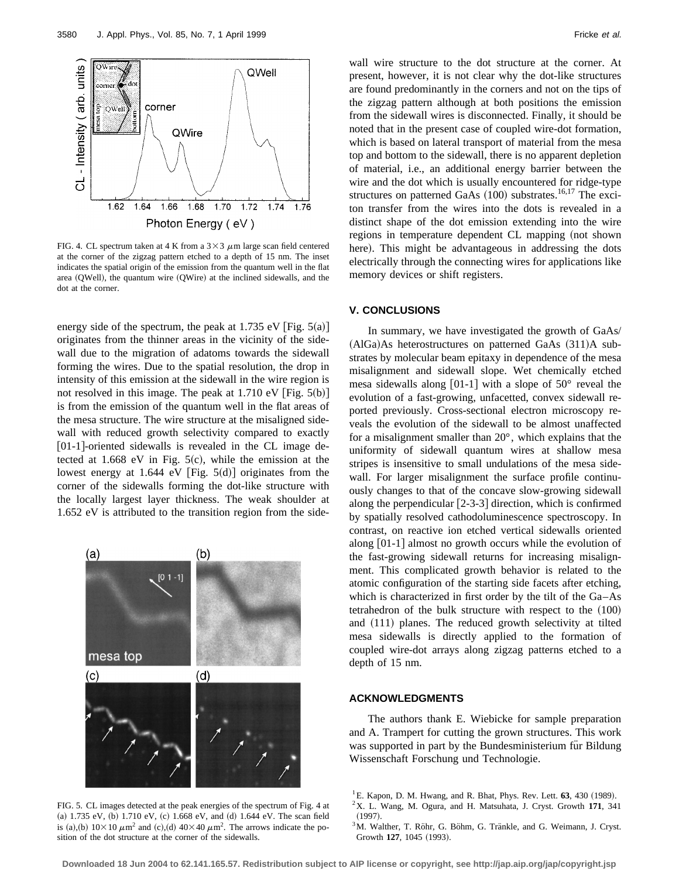FIG. 4. CL spectrum taken at 4 K from a $3\times3$ $\mu$m large scan field centered at the corner of the zigzag pattern etched to a depth of 15 nm. The inset indicates the spatial origin of the emission from the quantum well in the flat area (QWell), the quantum wire (QWire) at the inclined sidewalls, and the dot at the corner.

energy side of the spectrum, the peak at 1.735 eV [Fig. 5(a)] originates from the thinner areas in the vicinity of the sidewall due to the migration of adatoms towards the sidewall forming the wires. Due to the spatial resolution, the drop in intensity of this emission at the sidewall in the wire region is not resolved in this image. The peak at 1.710 eV [Fig. 5(b)] is from the emission of the quantum well in the flat areas of the mesa structure. The wire structure at the misaligned sidewall with reduced growth selectivity compared to exactly [01-1]-oriented sidewalls is revealed in the CL image detected at 1.668 eV in Fig. 5(c), while the emission at the lowest energy at 1.644 eV [Fig. 5(d)] originates from the corner of the sidewalls forming the dot-like structure with the locally largest layer thickness. The weak shoulder at 1.652 eV is attributed to the transition region from the side-

FIG. 5. CL images detected at the peak energies of the spectrum of Fig. 4 at (a) 1.735 eV, (b) 1.710 eV, (c) 1.668 eV, and (d) 1.644 eV. The scan field is (a),(b) $10\times10$ $\mu$m$^2$ and (c),(d) $40\times40$ $\mu$m$^2$. The arrows indicate the position of the dot structure at the corner of the sidewalls.

wall wire structure to the dot structure at the corner. At present, however, it is not clear why the dot-like structures are found predominantly in the corners and not on the tips of the zigzag pattern although at both positions the emission from the sidewall wires is disconnected. Finally, it should be noted that in the present case of coupled wire-dot formation, which is based on lateral transport of material from the mesa top and bottom to the sidewall, there is no apparent depletion of material, i.e., an additional energy barrier between the wire and the dot which is usually encountered for ridge-type structures on patterned GaAs (100) substrates.[16,17] The exciton transfer from the wires into the dots is revealed in a distinct shape of the dot emission extending into the wire regions in temperature dependent CL mapping (not shown here). This might be advantageous in addressing the dots electrically through the connecting wires for applications like memory devices or shift registers.

## V. CONCLUSIONS

In summary, we have investigated the growth of GaAs/(AlGa)As heterostructures on patterned GaAs (311)A substrates by molecular beam epitaxy in dependence of the mesa misalignment and sidewall slope. Wet chemically etched mesa sidewalls along [01-1] with a slope of 50° reveal the evolution of a fast-growing, unfacetted, convex sidewall reported previously. Cross-sectional electron microscopy reveals the evolution of the sidewall to be almost unaffected for a misalignment smaller than 20°, which explains that the uniformity of sidewall quantum wires at shallow mesa stripes is insensitive to small undulations of the mesa sidewall. For larger misalignment the surface profile continuously changes to that of the concave slow-growing sidewall along the perpendicular [2-3-3] direction, which is confirmed by spatially resolved cathodoluminescence spectroscopy. In contrast, on reactive ion etched vertical sidewalls oriented along [01-1] almost no growth occurs while the evolution of the fast-growing sidewall returns for increasing misalignment. This complicated growth behavior is related to the atomic configuration of the starting side facets after etching, which is characterized in first order by the tilt of the Ga–As tetrahedron of the bulk structure with respect to the (100) and (111) planes. The reduced growth selectivity at tilted mesa sidewalls is directly applied to the formation of coupled wire-dot arrays along zigzag patterns etched to a depth of 15 nm.

## ACKNOWLEDGMENTS

The authors thank E. Wiebicke for sample preparation and A. Trampert for cutting the grown structures. This work was supported in part by the Bundesministerium für Bildung Wissenschaft Forschung und Technologie.

[1] E. Kapon, D. M. Hwang, and R. Bhat, Phys. Rev. Lett. **63**, 430 (1989).
[2] X. L. Wang, M. Ogura, and H. Matsuhata, J. Cryst. Growth **171**, 341 (1997).
[3] M. Walther, T. Röhr, G. Böhm, G. Tränkle, and G. Weimann, J. Cryst. Growth **127**, 1045 (1993).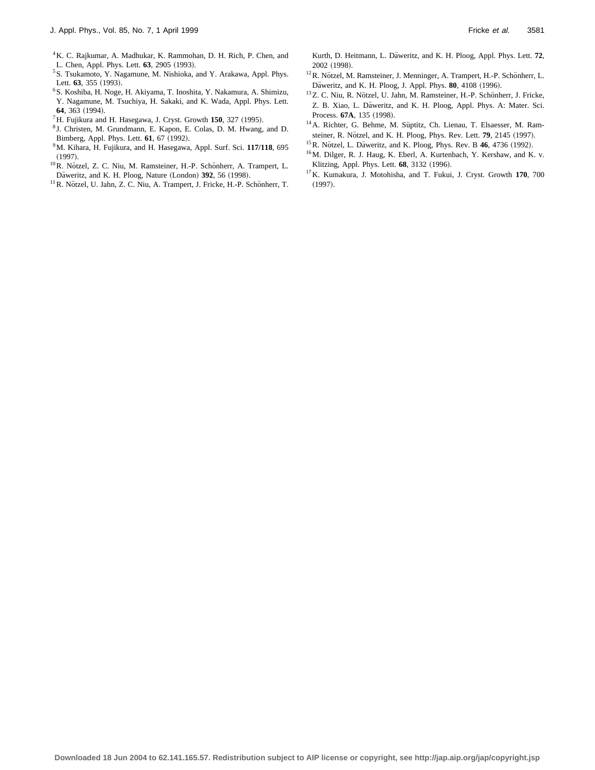[4] K. C. Rajkumar, A. Madhukar, K. Rammohan, D. H. Rich, P. Chen, and L. Chen, Appl. Phys. Lett. **63**, 2905 (1993).

[5] S. Tsukamoto, Y. Nagamune, M. Nishioka, and Y. Arakawa, Appl. Phys. Lett. **63**, 355 (1993).

[6] S. Koshiba, H. Noge, H. Akiyama, T. Inoshita, Y. Nakamura, A. Shimizu, Y. Nagamune, M. Tsuchiya, H. Sakaki, and K. Wada, Appl. Phys. Lett. **64**, 363 (1994).

[7] H. Fujikura and H. Hasegawa, J. Cryst. Growth **150**, 327 (1995).

[8] J. Christen, M. Grundmann, E. Kapon, E. Colas, D. M. Hwang, and D. Bimberg, Appl. Phys. Lett. **61**, 67 (1992).

[9] M. Kihara, H. Fujikura, and H. Hasegawa, Appl. Surf. Sci. **117/118**, 695 (1997).

[10] R. Nötzel, Z. C. Niu, M. Ramsteiner, H.-P. Schönherr, A. Trampert, L. Däweritz, and K. H. Ploog, Nature (London) **392**, 56 (1998).

[11] R. Nötzel, U. Jahn, Z. C. Niu, A. Trampert, J. Fricke, H.-P. Schönherr, T. Kurth, D. Heitmann, L. Däweritz, and K. H. Ploog, Appl. Phys. Lett. **72**, 2002 (1998).

[12] R. Nötzel, M. Ramsteiner, J. Menninger, A. Trampert, H.-P. Schönherr, L. Däweritz, and K. H. Ploog, J. Appl. Phys. **80**, 4108 (1996).

[13] Z. C. Niu, R. Nötzel, U. Jahn, M. Ramsteiner, H.-P. Schönherr, J. Fricke, Z. B. Xiao, L. Däweritz, and K. H. Ploog, Appl. Phys. A: Mater. Sci. Process. **67A**, 135 (1998).

[14] A. Richter, G. Behme, M. Süptitz, Ch. Lienau, T. Elsaesser, M. Ramsteiner, R. Nötzel, and K. H. Ploog, Phys. Rev. Lett. **79**, 2145 (1997).

[15] R. Nötzel, L. Däweritz, and K. Ploog, Phys. Rev. B **46**, 4736 (1992).

[16] M. Dilger, R. J. Haug, K. Eberl, A. Kurtenbach, Y. Kershaw, and K. v. Klitzing, Appl. Phys. Lett. **68**, 3132 (1996).

[17] K. Kumakura, J. Motohisha, and T. Fukui, J. Cryst. Growth **170**, 700 (1997).